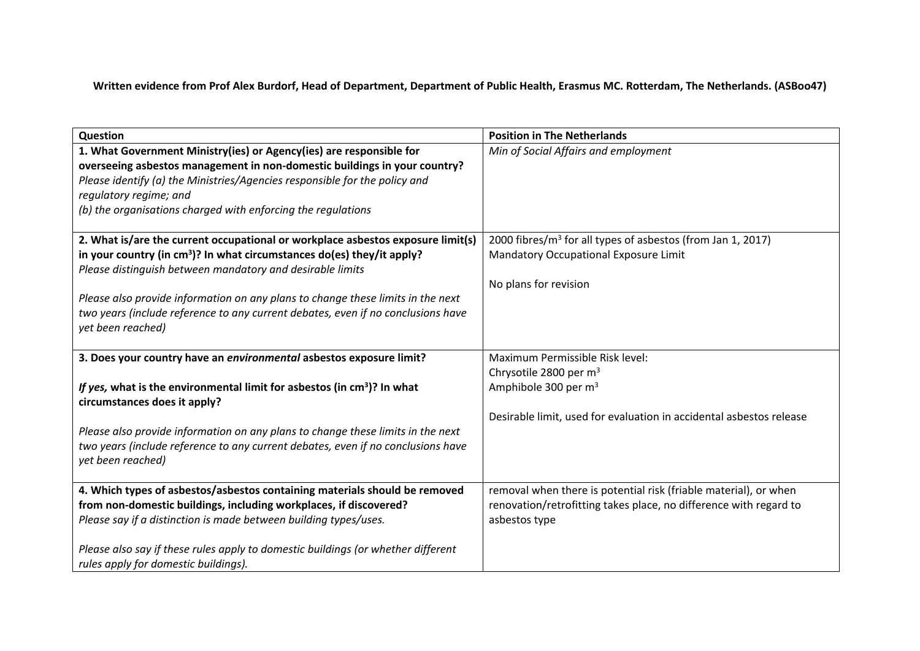**Written evidence from Prof Alex Burdorf, Head of Department, Department of Public Health, Erasmus MC. Rotterdam, The Netherlands. (ASBoo47)**

| Question | Position in The Netherlands |
|---|---|
| **1. What Government Ministry(ies) or Agency(ies) are responsible for overseeing asbestos management in non-domestic buildings in your country?**<br>*Please identify (a) the Ministries/Agencies responsible for the policy and regulatory regime; and*<br>*(b) the organisations charged with enforcing the regulations* | *Min of Social Affairs and employment* |
| **2. What is/are the current occupational or workplace asbestos exposure limit(s) in your country (in cm$^3$)? In what circumstances do(es) they/it apply?**<br>*Please distinguish between mandatory and desirable limits*<br><br>*Please also provide information on any plans to change these limits in the next two years (include reference to any current debates, even if no conclusions have yet been reached)* | 2000 fibres/m$^3$ for all types of asbestos (from Jan 1, 2017)<br>Mandatory Occupational Exposure Limit<br><br>No plans for revision |
| **3. Does your country have an *environmental* asbestos exposure limit?**<br><br>***If yes,* what is the environmental limit for asbestos (in cm$^3$)? In what circumstances does it apply?**<br><br>*Please also provide information on any plans to change these limits in the next two years (include reference to any current debates, even if no conclusions have yet been reached)* | Maximum Permissible Risk level:<br>Chrysotile 2800 per m$^3$<br>Amphibole 300 per m$^3$<br><br>Desirable limit, used for evaluation in accidental asbestos release |
| **4. Which types of asbestos/asbestos containing materials should be removed from non-domestic buildings, including workplaces, if discovered?**<br>*Please say if a distinction is made between building types/uses.*<br><br>*Please also say if these rules apply to domestic buildings (or whether different rules apply for domestic buildings).* | removal when there is potential risk (friable material), or when renovation/retrofitting takes place, no difference with regard to asbestos type |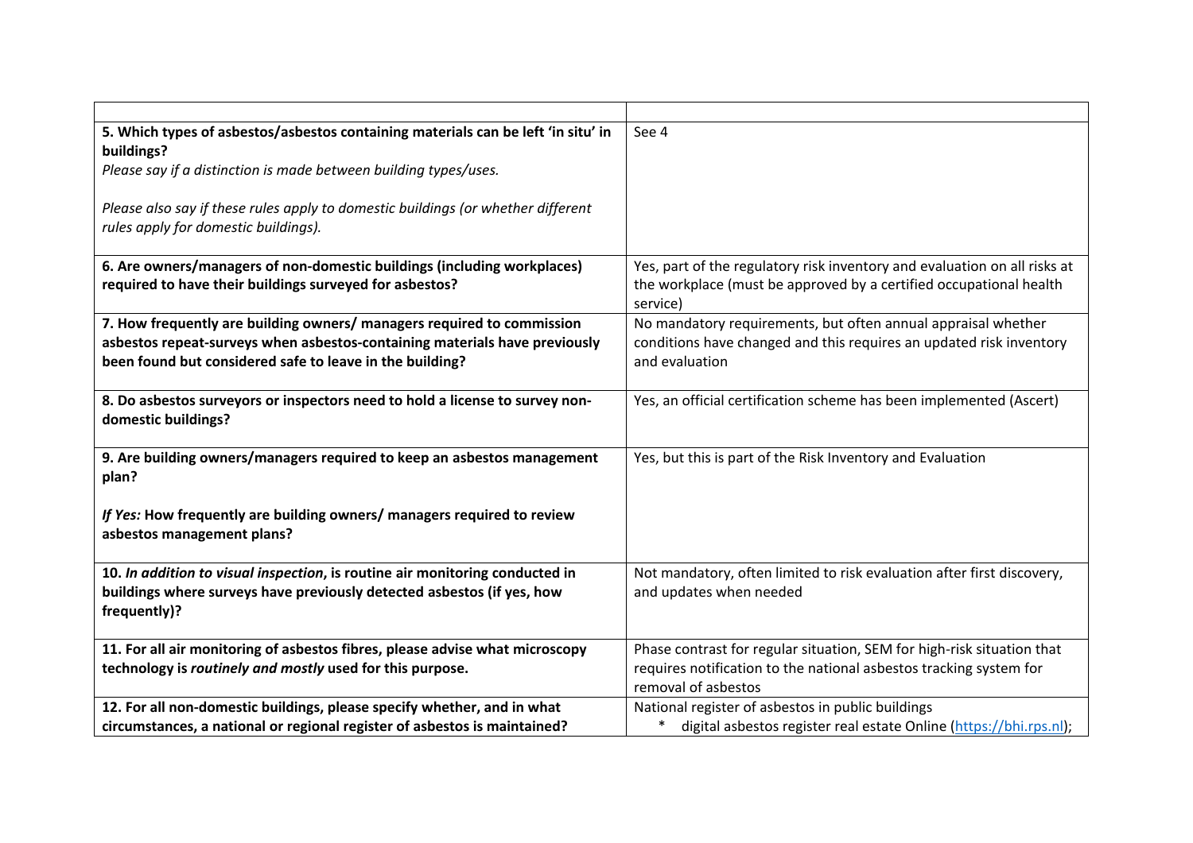| | |
|---|---|
| **5. Which types of asbestos/asbestos containing materials can be left 'in situ' in buildings?**<br>*Please say if a distinction is made between building types/uses.*<br><br>*Please also say if these rules apply to domestic buildings (or whether different rules apply for domestic buildings).* | See 4 |
| **6. Are owners/managers of non-domestic buildings (including workplaces) required to have their buildings surveyed for asbestos?** | Yes, part of the regulatory risk inventory and evaluation on all risks at the workplace (must be approved by a certified occupational health service) |
| **7. How frequently are building owners/ managers required to commission asbestos repeat-surveys when asbestos-containing materials have previously been found but considered safe to leave in the building?** | No mandatory requirements, but often annual appraisal whether conditions have changed and this requires an updated risk inventory and evaluation |
| **8. Do asbestos surveyors or inspectors need to hold a license to survey non-domestic buildings?** | Yes, an official certification scheme has been implemented (Ascert) |
| **9. Are building owners/managers required to keep an asbestos management plan?**<br><br>***If Yes:*** **How frequently are building owners/ managers required to review asbestos management plans?** | Yes, but this is part of the Risk Inventory and Evaluation |
| **10. *In addition to visual inspection*, is routine air monitoring conducted in buildings where surveys have previously detected asbestos (if yes, how frequently)?** | Not mandatory, often limited to risk evaluation after first discovery, and updates when needed |
| **11. For all air monitoring of asbestos fibres, please advise what microscopy technology is *routinely and mostly* used for this purpose.** | Phase contrast for regular situation, SEM for high-risk situation that requires notification to the national asbestos tracking system for removal of asbestos |
| **12. For all non-domestic buildings, please specify whether, and in what circumstances, a national or regional register of asbestos is maintained?** | National register of asbestos in public buildings<br>* digital asbestos register real estate Online (https://bhi.rps.nl); |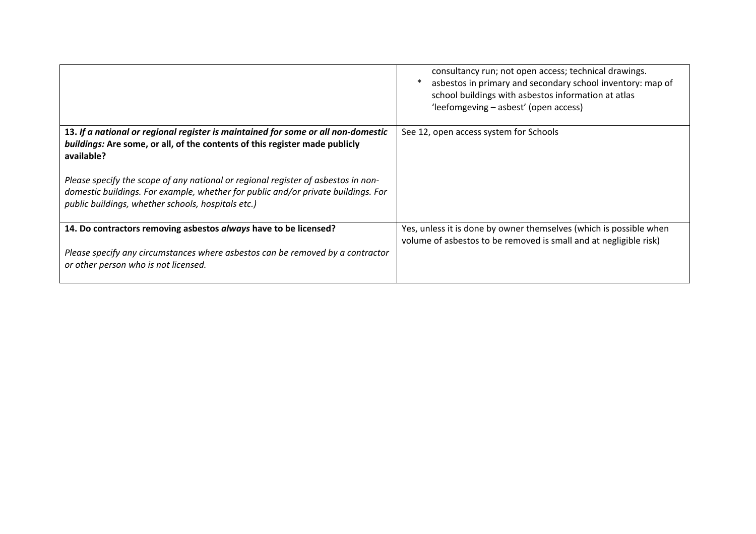| | |
|---|---|
| | consultancy run; not open access; technical drawings.<br>* asbestos in primary and secondary school inventory: map of school buildings with asbestos information at atlas 'leefomgeving – asbest' (open access) |
| **13. *If a national or regional register is maintained for some or all non-domestic buildings:* Are some, or all, of the contents of this register made publicly available?**<br><br>*Please specify the scope of any national or regional register of asbestos in non-domestic buildings. For example, whether for public and/or private buildings. For public buildings, whether schools, hospitals etc.)* | See 12, open access system for Schools |
| **14. Do contractors removing asbestos *always* have to be licensed?**<br><br>*Please specify any circumstances where asbestos can be removed by a contractor or other person who is not licensed.* | Yes, unless it is done by owner themselves (which is possible when volume of asbestos to be removed is small and at negligible risk) |